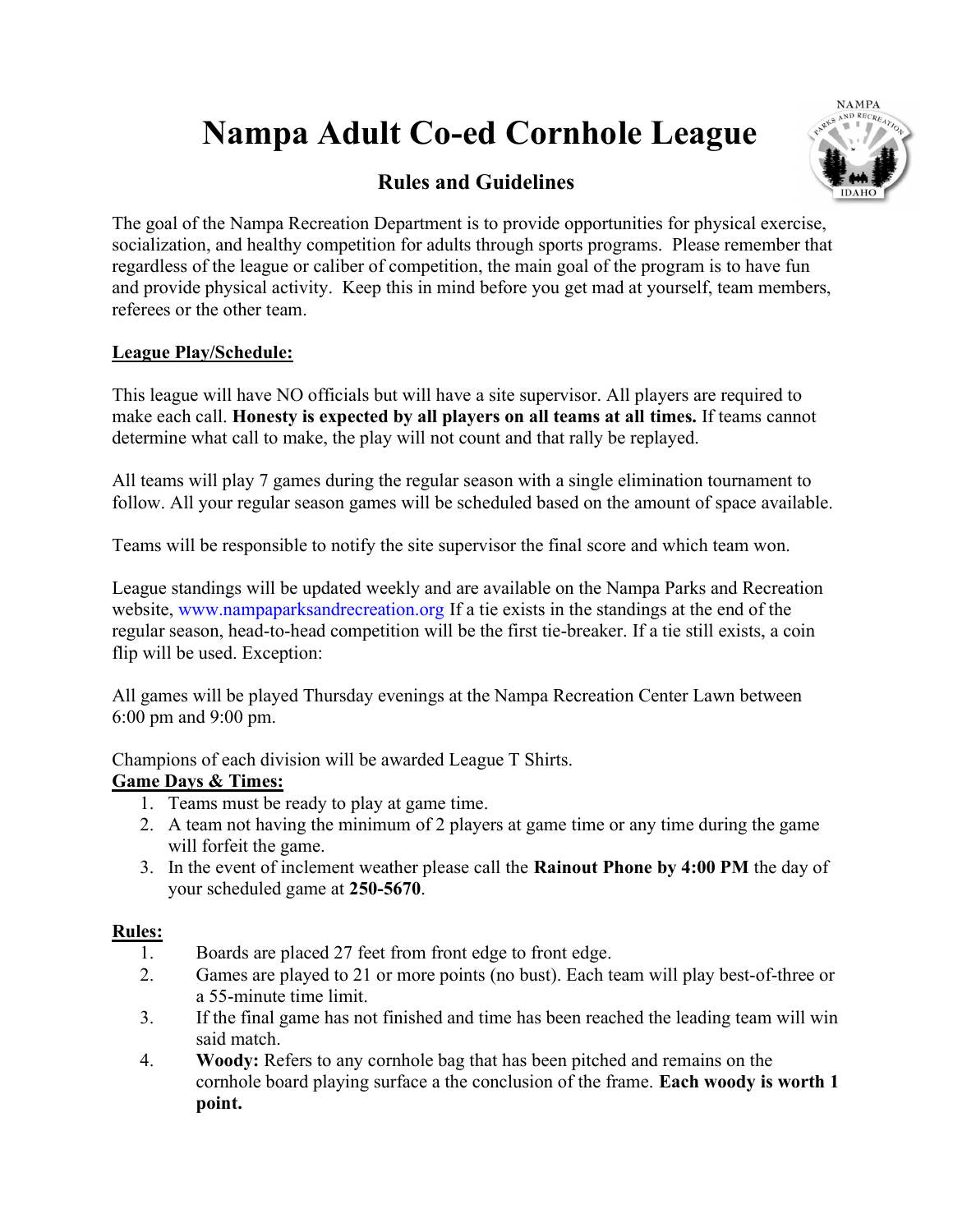# Nampa Adult Co-ed Cornhole League

## Rules and Guidelines

The goal of the Nampa Recreation Department is to provide opportunities for physical exercise, socialization, and healthy competition for adults through sports programs. Please remember that regardless of the league or caliber of competition, the main goal of the program is to have fun and provide physical activity. Keep this in mind before you get mad at yourself, team members, referees or the other team.

### League Play/Schedule:

This league will have NO officials but will have a site supervisor. All players are required to make each call. **Honesty is expected by all players on all teams at all times.** If teams cannot determine what call to make, the play will not count and that rally be replayed.

All teams will play 7 games during the regular season with a single elimination tournament to follow. All your regular season games will be scheduled based on the amount of space available.

Teams will be responsible to notify the site supervisor the final score and which team won.

League standings will be updated weekly and are available on the Nampa Parks and Recreation website, www.nampaparksandrecreation.org If a tie exists in the standings at the end of the regular season, head-to-head competition will be the first tie-breaker. If a tie still exists, a coin flip will be used. Exception:

All games will be played Thursday evenings at the Nampa Recreation Center Lawn between 6:00 pm and 9:00 pm.

Champions of each division will be awarded League T Shirts.

### Game Days & Times:

1. Teams must be ready to play at game time.
2. A team not having the minimum of 2 players at game time or any time during the game will forfeit the game.
3. In the event of inclement weather please call the **Rainout Phone by 4:00 PM** the day of your scheduled game at **250-5670**.

### Rules:

1. Boards are placed 27 feet from front edge to front edge.
2. Games are played to 21 or more points (no bust). Each team will play best-of-three or a 55-minute time limit.
3. If the final game has not finished and time has been reached the leading team will win said match.
4. **Woody:** Refers to any cornhole bag that has been pitched and remains on the cornhole board playing surface a the conclusion of the frame. **Each woody is worth 1 point.**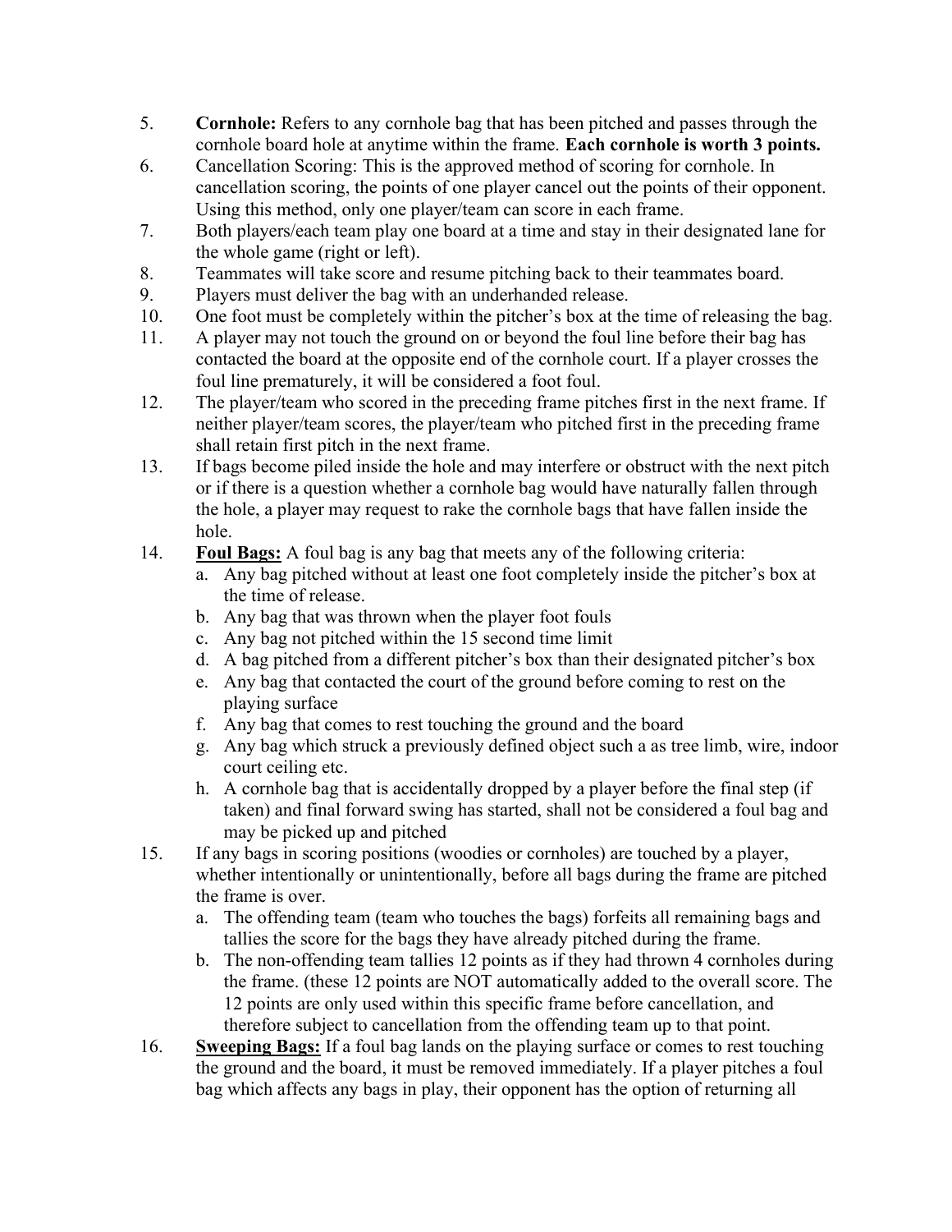5. **Cornhole:** Refers to any cornhole bag that has been pitched and passes through the cornhole board hole at anytime within the frame. **Each cornhole is worth 3 points.**
6. Cancellation Scoring: This is the approved method of scoring for cornhole. In cancellation scoring, the points of one player cancel out the points of their opponent. Using this method, only one player/team can score in each frame.
7. Both players/each team play one board at a time and stay in their designated lane for the whole game (right or left).
8. Teammates will take score and resume pitching back to their teammates board.
9. Players must deliver the bag with an underhanded release.
10. One foot must be completely within the pitcher's box at the time of releasing the bag.
11. A player may not touch the ground on or beyond the foul line before their bag has contacted the board at the opposite end of the cornhole court. If a player crosses the foul line prematurely, it will be considered a foot foul.
12. The player/team who scored in the preceding frame pitches first in the next frame. If neither player/team scores, the player/team who pitched first in the preceding frame shall retain first pitch in the next frame.
13. If bags become piled inside the hole and may interfere or obstruct with the next pitch or if there is a question whether a cornhole bag would have naturally fallen through the hole, a player may request to rake the cornhole bags that have fallen inside the hole.
14. <u>**Foul Bags:**</u> A foul bag is any bag that meets any of the following criteria:
    a. Any bag pitched without at least one foot completely inside the pitcher's box at the time of release.
    b. Any bag that was thrown when the player foot fouls
    c. Any bag not pitched within the 15 second time limit
    d. A bag pitched from a different pitcher's box than their designated pitcher's box
    e. Any bag that contacted the court of the ground before coming to rest on the playing surface
    f. Any bag that comes to rest touching the ground and the board
    g. Any bag which struck a previously defined object such a as tree limb, wire, indoor court ceiling etc.
    h. A cornhole bag that is accidentally dropped by a player before the final step (if taken) and final forward swing has started, shall not be considered a foul bag and may be picked up and pitched
15. If any bags in scoring positions (woodies or cornholes) are touched by a player, whether intentionally or unintentionally, before all bags during the frame are pitched the frame is over.
    a. The offending team (team who touches the bags) forfeits all remaining bags and tallies the score for the bags they have already pitched during the frame.
    b. The non-offending team tallies 12 points as if they had thrown 4 cornholes during the frame. (these 12 points are NOT automatically added to the overall score. The 12 points are only used within this specific frame before cancellation, and therefore subject to cancellation from the offending team up to that point.
16. <u>**Sweeping Bags:**</u> If a foul bag lands on the playing surface or comes to rest touching the ground and the board, it must be removed immediately. If a player pitches a foul bag which affects any bags in play, their opponent has the option of returning all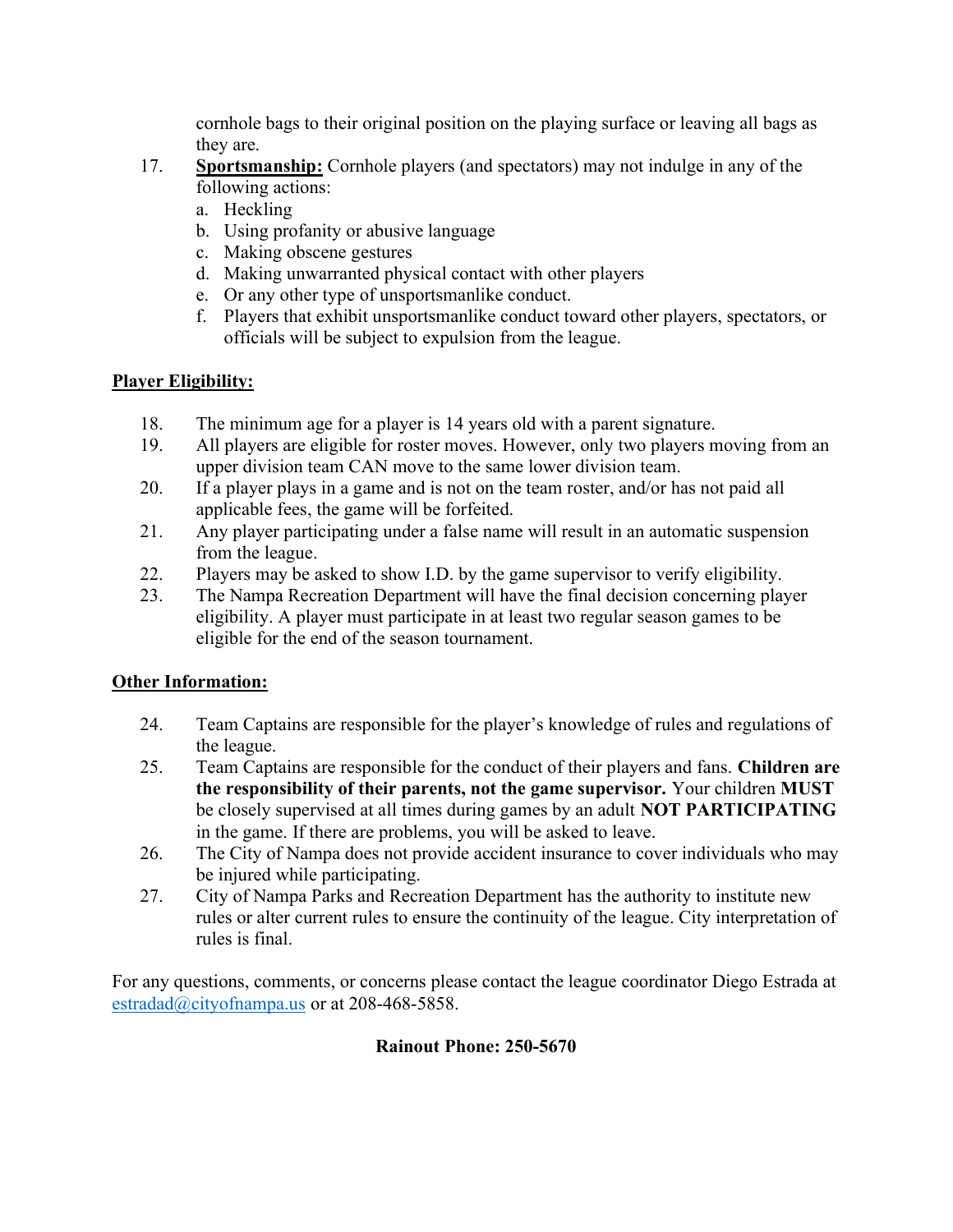cornhole bags to their original position on the playing surface or leaving all bags as they are.

17. **Sportsmanship:** Cornhole players (and spectators) may not indulge in any of the following actions:
    a. Heckling
    b. Using profanity or abusive language
    c. Making obscene gestures
    d. Making unwarranted physical contact with other players
    e. Or any other type of unsportsmanlike conduct.
    f. Players that exhibit unsportsmanlike conduct toward other players, spectators, or officials will be subject to expulsion from the league.

**Player Eligibility:**

18. The minimum age for a player is 14 years old with a parent signature.
19. All players are eligible for roster moves. However, only two players moving from an upper division team CAN move to the same lower division team.
20. If a player plays in a game and is not on the team roster, and/or has not paid all applicable fees, the game will be forfeited.
21. Any player participating under a false name will result in an automatic suspension from the league.
22. Players may be asked to show I.D. by the game supervisor to verify eligibility.
23. The Nampa Recreation Department will have the final decision concerning player eligibility. A player must participate in at least two regular season games to be eligible for the end of the season tournament.

**Other Information:**

24. Team Captains are responsible for the player's knowledge of rules and regulations of the league.
25. Team Captains are responsible for the conduct of their players and fans. **Children are the responsibility of their parents, not the game supervisor.** Your children **MUST** be closely supervised at all times during games by an adult **NOT PARTICIPATING** in the game. If there are problems, you will be asked to leave.
26. The City of Nampa does not provide accident insurance to cover individuals who may be injured while participating.
27. City of Nampa Parks and Recreation Department has the authority to institute new rules or alter current rules to ensure the continuity of the league. City interpretation of rules is final.

For any questions, comments, or concerns please contact the league coordinator Diego Estrada at estradad@cityofnampa.us or at 208-468-5858.

**Rainout Phone: 250-5670**